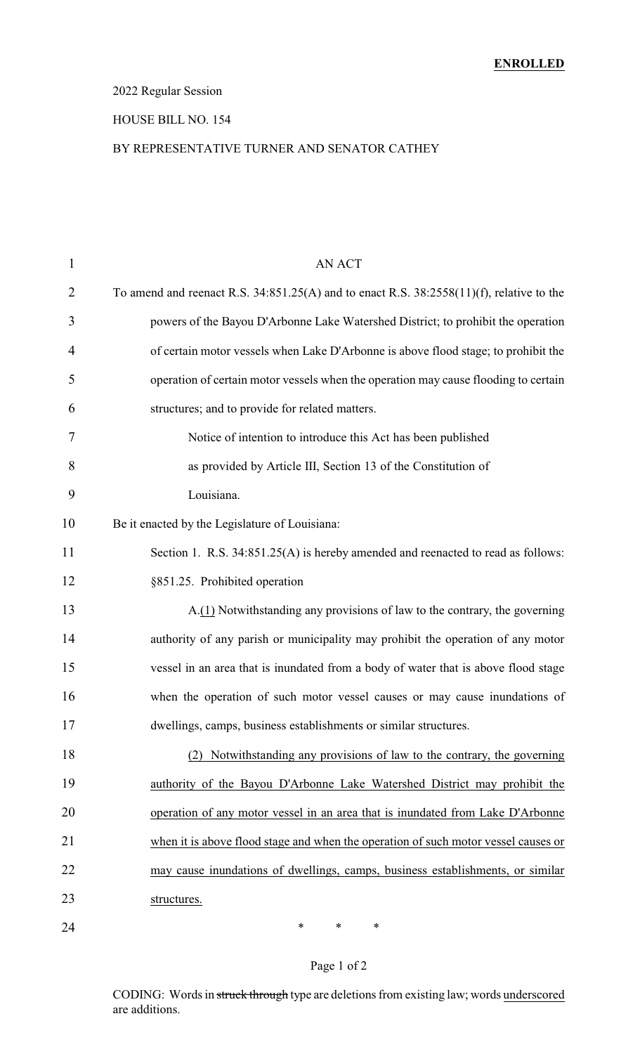**ENROLLED**

2022 Regular Session

HOUSE BILL NO. 154

BY REPRESENTATIVE TURNER AND SENATOR CATHEY

AN ACT

To amend and reenact R.S. 34:851.25(A) and to enact R.S. 38:2558(11)(f), relative to the powers of the Bayou D'Arbonne Lake Watershed District; to prohibit the operation of certain motor vessels when Lake D'Arbonne is above flood stage; to prohibit the operation of certain motor vessels when the operation may cause flooding to certain structures; and to provide for related matters.

Notice of intention to introduce this Act has been published as provided by Article III, Section 13 of the Constitution of Louisiana.

Be it enacted by the Legislature of Louisiana:

Section 1. R.S. 34:851.25(A) is hereby amended and reenacted to read as follows:

§851.25. Prohibited operation

A.(1) Notwithstanding any provisions of law to the contrary, the governing authority of any parish or municipality may prohibit the operation of any motor vessel in an area that is inundated from a body of water that is above flood stage when the operation of such motor vessel causes or may cause inundations of dwellings, camps, business establishments or similar structures.

(2) Notwithstanding any provisions of law to the contrary, the governing authority of the Bayou D'Arbonne Lake Watershed District may prohibit the operation of any motor vessel in an area that is inundated from Lake D'Arbonne when it is above flood stage and when the operation of such motor vessel causes or may cause inundations of dwellings, camps, business establishments, or similar structures.

\* \* \*

CODING: Words in ~~struck through~~ type are deletions from existing law; words underscored are additions.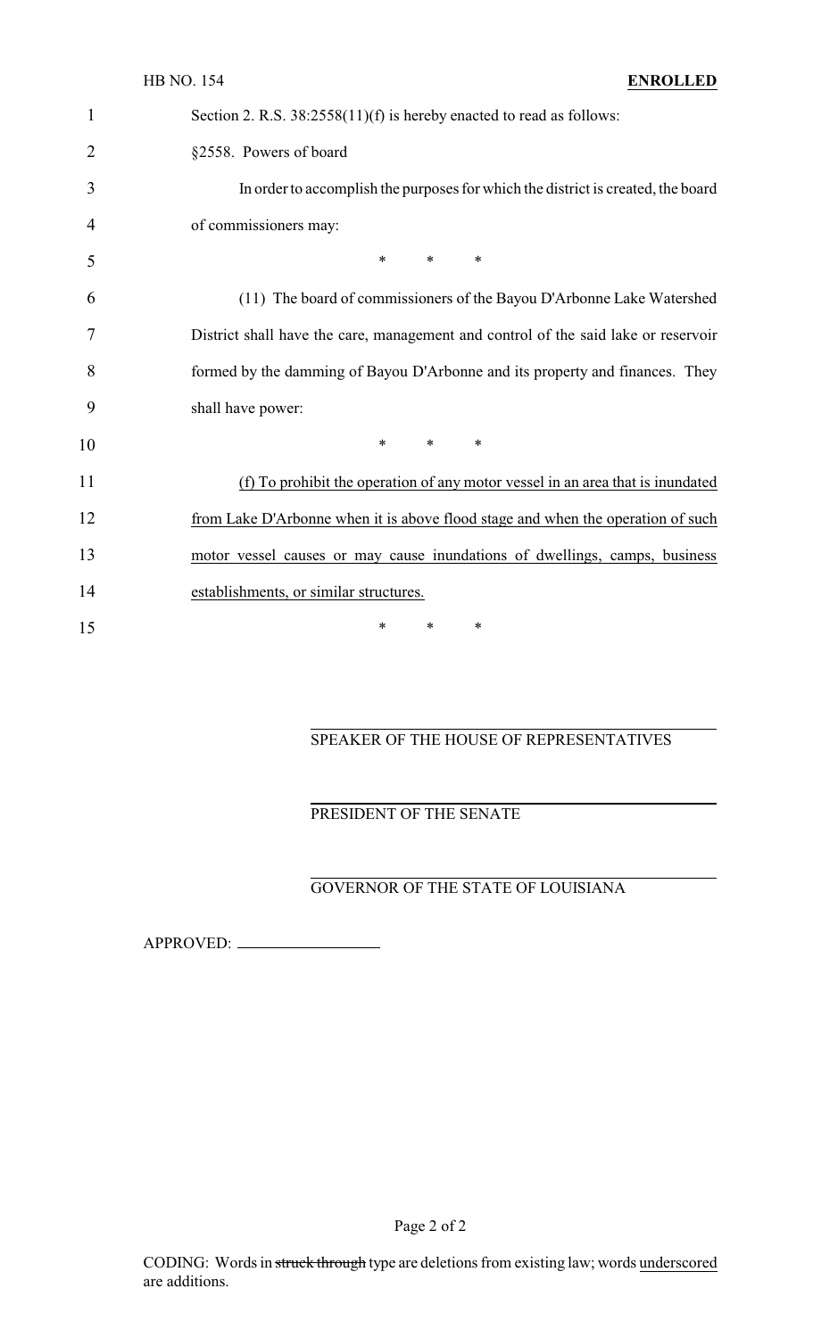Section 2. R.S. 38:2558(11)(f) is hereby enacted to read as follows:

§2558. Powers of board

In order to accomplish the purposes for which the district is created, the board of commissioners may:

\* \* \*

(11) The board of commissioners of the Bayou D'Arbonne Lake Watershed District shall have the care, management and control of the said lake or reservoir formed by the damming of Bayou D'Arbonne and its property and finances. They shall have power:

\* \* \*

<u>(f) To prohibit the operation of any motor vessel in an area that is inundated from Lake D'Arbonne when it is above flood stage and when the operation of such motor vessel causes or may cause inundations of dwellings, camps, business establishments, or similar structures.</u>

\* \* \*

SPEAKER OF THE HOUSE OF REPRESENTATIVES

PRESIDENT OF THE SENATE

GOVERNOR OF THE STATE OF LOUISIANA

APPROVED: \_\_\_\_\_\_\_\_\_\_\_\_\_\_\_\_\_\_

CODING: Words in ~~struck through~~ type are deletions from existing law; words <u>underscored</u> are additions.